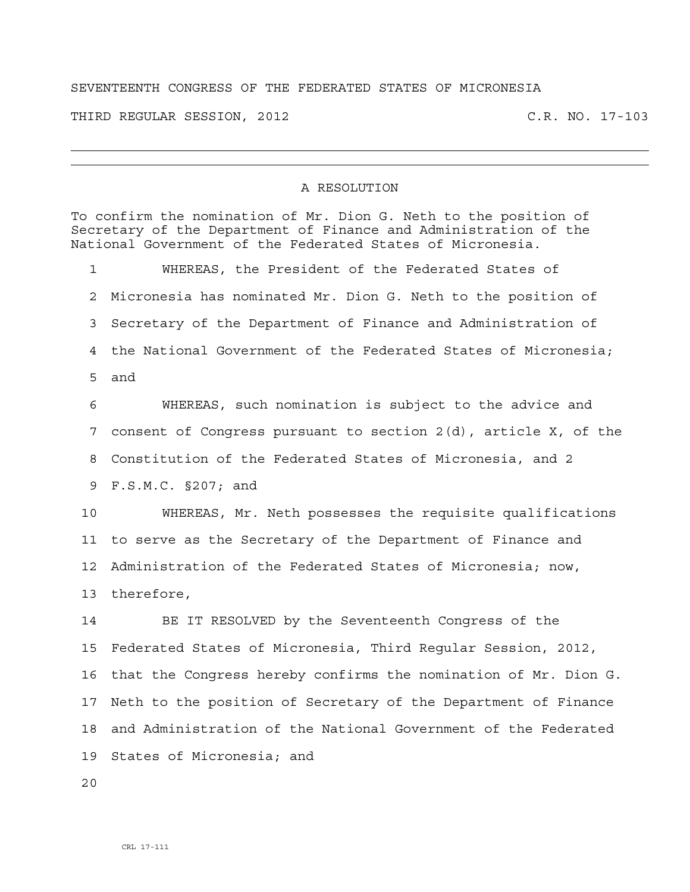SEVENTEENTH CONGRESS OF THE FEDERATED STATES OF MICRONESIA

THIRD REGULAR SESSION, 2012 C.R. NO. 17-103

---

## A RESOLUTION

To confirm the nomination of Mr. Dion G. Neth to the position of Secretary of the Department of Finance and Administration of the National Government of the Federated States of Micronesia.

1 WHEREAS, the President of the Federated States of
2 Micronesia has nominated Mr. Dion G. Neth to the position of
3 Secretary of the Department of Finance and Administration of
4 the National Government of the Federated States of Micronesia;
5 and

6 WHEREAS, such nomination is subject to the advice and
7 consent of Congress pursuant to section 2(d), article X, of the
8 Constitution of the Federated States of Micronesia, and 2
9 F.S.M.C. §207; and

10 WHEREAS, Mr. Neth possesses the requisite qualifications
11 to serve as the Secretary of the Department of Finance and
12 Administration of the Federated States of Micronesia; now,
13 therefore,

14 BE IT RESOLVED by the Seventeenth Congress of the
15 Federated States of Micronesia, Third Regular Session, 2012,
16 that the Congress hereby confirms the nomination of Mr. Dion G.
17 Neth to the position of Secretary of the Department of Finance
18 and Administration of the National Government of the Federated
19 States of Micronesia; and
20

CRL 17-111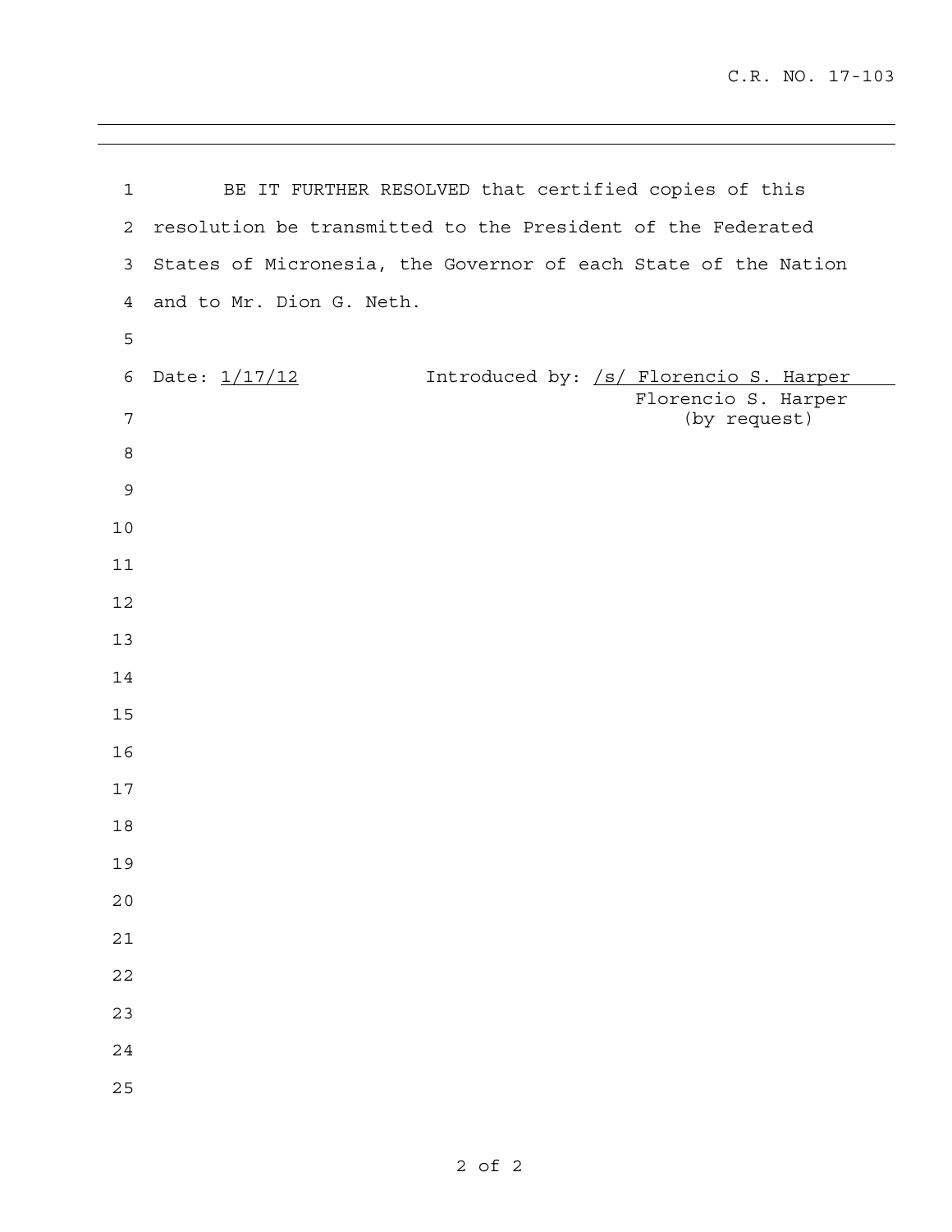BE IT FURTHER RESOLVED that certified copies of this resolution be transmitted to the President of the Federated States of Micronesia, the Governor of each State of the Nation and to Mr. Dion G. Neth.

Date: 1/17/12

Introduced by: /s/ Florencio S. Harper
Florencio S. Harper
(by request)